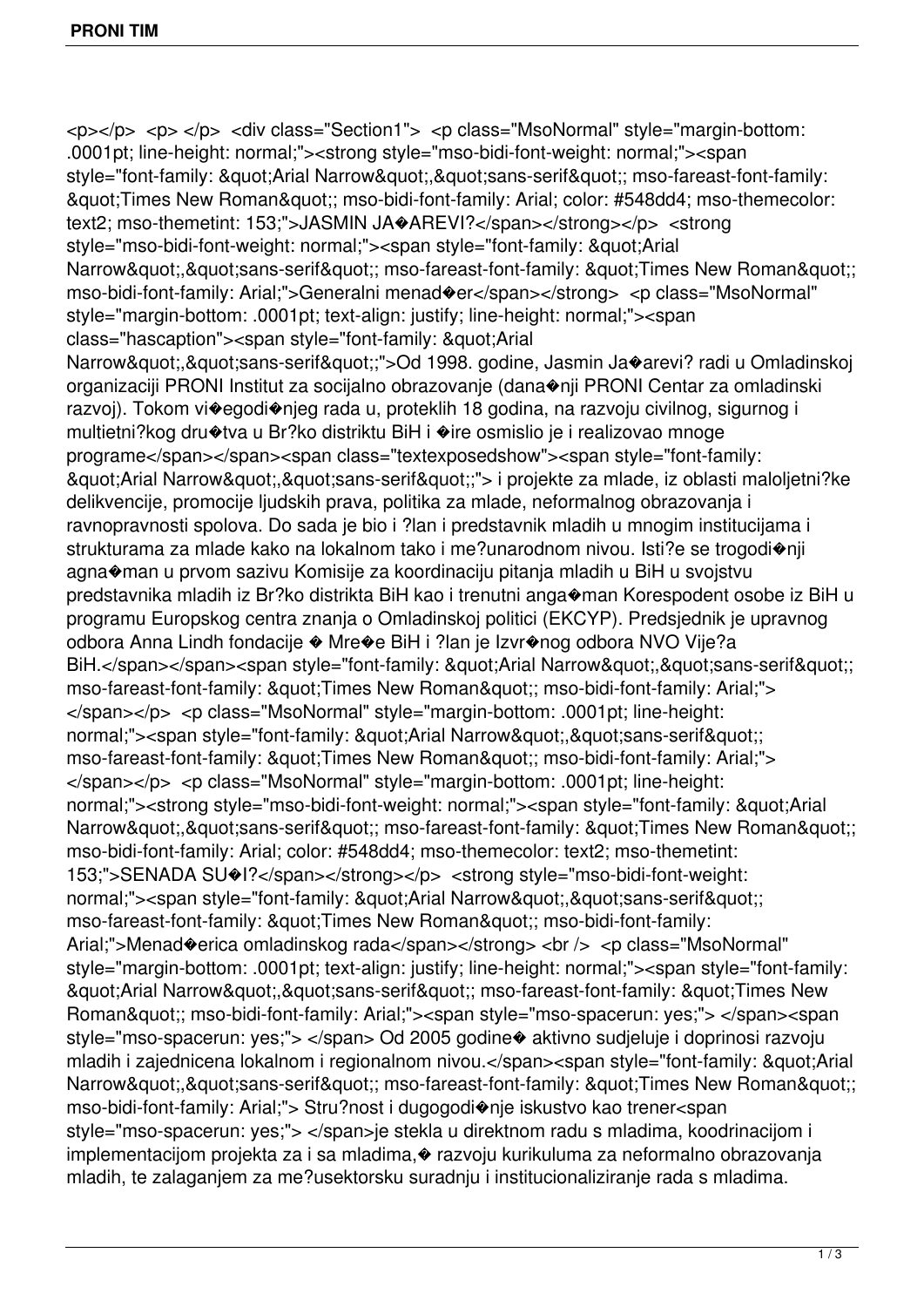<p></p> <p> </p> <div class="Section1"> <p class="MsoNormal" style="margin-bottom: .0001pt; line-height: normal;"><strong style="mso-bidi-font-weight: normal;"><span style="font-family: &quot;Arial Narrow&quot;,&quot;sans-serif&quot;; mso-fareast-font-family: &quot;Times New Roman&quot;; mso-bidi-font-family: Arial; color: #548dd4; mso-themecolor: text2; mso-themetint: 153;">JASMIN JA�AREVI?</span></strong></p> <strong style="mso-bidi-font-weight: normal;"><span style="font-family: &quot;Arial Narrow&quot;,&quot;sans-serif&quot;; mso-fareast-font-family: &quot;Times New Roman&quot;; mso-bidi-font-family: Arial;">Generalni menad�er</span></strong> <p class="MsoNormal" style="margin-bottom: .0001pt; text-align: justify; line-height: normal;"><span class="hascaption"><span style="font-family: &quot;Arial Narrow&quot;,&quot;sans-serif&quot;;">Od 1998. godine, Jasmin Ja�arevi? radi u Omladinskoj organizaciji PRONI Institut za socijalno obrazovanje (dana�nji PRONI Centar za omladinski razvoj). Tokom vi�egodi�njeg rada u, proteklih 18 godina, na razvoju civilnog, sigurnog i multietni?kog dru�tva u Br?ko distriktu BiH i �ire osmislio je i realizovao mnoge programe</span></span><span class="textexposedshow"><span style="font-family: &quot;Arial Narrow&quot;,&quot;sans-serif&quot;;"> i projekte za mlade, iz oblasti maloljetni?ke delikvencije, promocije ljudskih prava, politika za mlade, neformalnog obrazovanja i ravnopravnosti spolova. Do sada je bio i ?lan i predstavnik mladih u mnogim institucijama i strukturama za mlade kako na lokalnom tako i me?unarodnom nivou. Isti?e se trogodi�nji agna�man u prvom sazivu Komisije za koordinaciju pitanja mladih u BiH u svojstvu predstavnika mladih iz Br?ko distrikta BiH kao i trenutni anga�man Korespodent osobe iz BiH u programu Europskog centra znanja o Omladinskoj politici (EKCYP). Predsjednik je upravnog odbora Anna Lindh fondacije � Mre�e BiH i ?lan je Izvr�nog odbora NVO Vije?a BiH.</span></span><span style="font-family: &quot;Arial Narrow&quot;,&quot;sans-serif&quot;; mso-fareast-font-family: &quot;Times New Roman&quot;; mso-bidi-font-family: Arial;"> </span></p> <p class="MsoNormal" style="margin-bottom: .0001pt; line-height: normal;"><span style="font-family: &quot;Arial Narrow&quot;,&quot;sans-serif&quot;; mso-fareast-font-family: &quot;Times New Roman&quot;; mso-bidi-font-family: Arial;"> </span></p> <p class="MsoNormal" style="margin-bottom: .0001pt; line-height: normal;"><strong style="mso-bidi-font-weight: normal;"><span style="font-family: &quot;Arial Narrow&quot;,&quot;sans-serif&quot;; mso-fareast-font-family: &quot;Times New Roman&quot;; mso-bidi-font-family: Arial; color: #548dd4; mso-themecolor: text2; mso-themetint: 153;">SENADA SU�I?</span></strong></p> <strong style="mso-bidi-font-weight: normal;"><span style="font-family: &quot;Arial Narrow&quot;,&quot;sans-serif&quot;; mso-fareast-font-family: &quot;Times New Roman&quot;; mso-bidi-font-family: Arial;">Menad�erica omladinskog rada</span></strong> <br /> <p class="MsoNormal" style="margin-bottom: .0001pt; text-align: justify; line-height: normal;"><span style="font-family: &quot;Arial Narrow&quot;,&quot;sans-serif&quot;; mso-fareast-font-family: &quot;Times New Roman&quot;; mso-bidi-font-family: Arial;"><span style="mso-spacerun: yes;"> </span><span style="mso-spacerun: yes;"> </span> Od 2005 godine� aktivno sudjeluje i doprinosi razvoju mladih i zajednicena lokalnom i regionalnom nivou.</span><span style="font-family: &quot;Arial Narrow&quot;,&quot;sans-serif&quot;; mso-fareast-font-family: &quot;Times New Roman&quot;; mso-bidi-font-family: Arial;"> Stru?nost i dugogodi�nje iskustvo kao trener<span style="mso-spacerun: yes;"> </span>je stekla u direktnom radu s mladima, koodrinacijom i implementacijom projekta za i sa mladima,� razvoju kurikuluma za neformalno obrazovanja mladih, te zalaganjem za me?usektorsku suradnju i institucionaliziranje rada s mladima.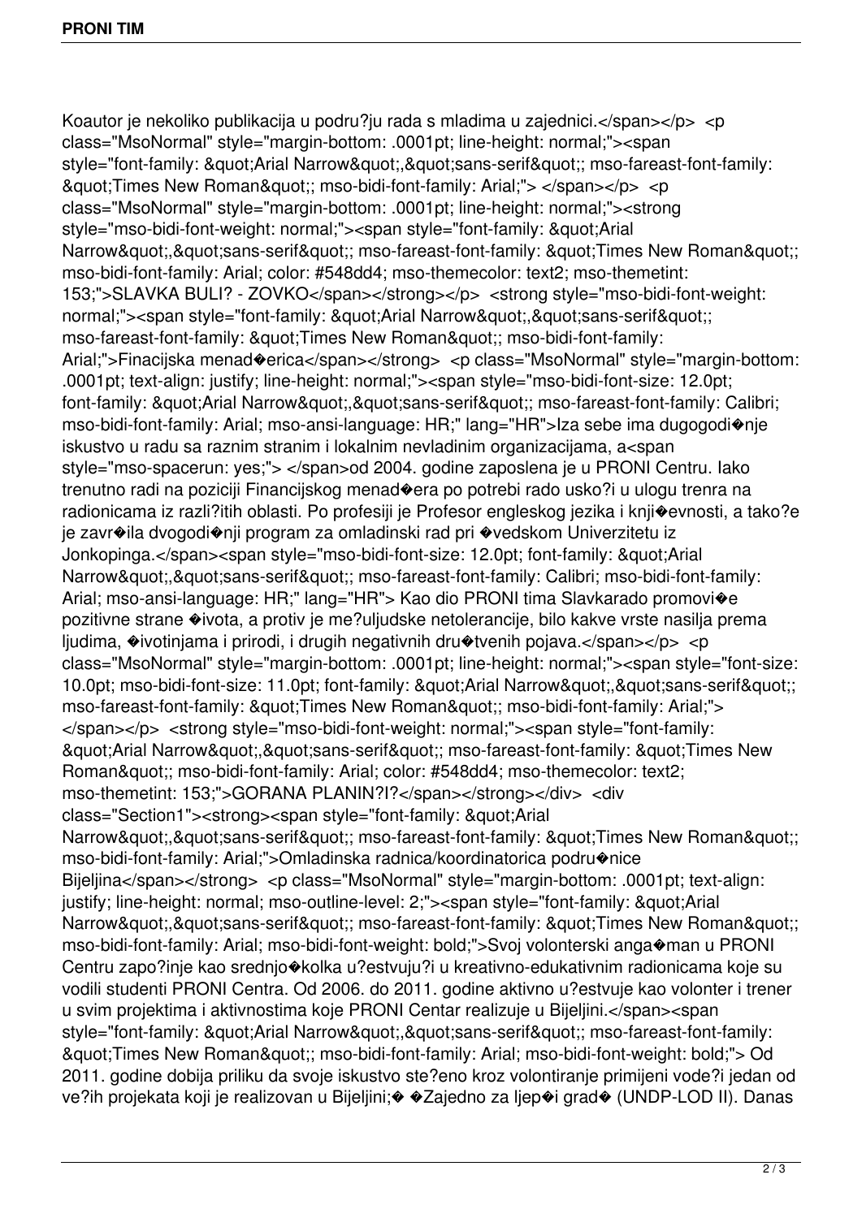Koautor je nekoliko publikacija u podru?ju rada s mladima u zajednici.</span></p> <p class="MsoNormal" style="margin-bottom: .0001pt; line-height: normal;"><span style="font-family: &quot;Arial Narrow&quot;,&quot;sans-serif&quot;; mso-fareast-font-family: &quot;Times New Roman&quot;; mso-bidi-font-family: Arial;"> </span></p> <p class="MsoNormal" style="margin-bottom: .0001pt; line-height: normal;"><strong style="mso-bidi-font-weight: normal;"><span style="font-family: &quot;Arial Narrow&quot;,&quot;sans-serif&quot;; mso-fareast-font-family: &quot;Times New Roman&quot;; mso-bidi-font-family: Arial; color: #548dd4; mso-themecolor: text2; mso-themetint: 153;">SLAVKA BULI? - ZOVKO</span></strong></p> <strong style="mso-bidi-font-weight: normal;"><span style="font-family: &quot;Arial Narrow&quot;,&quot;sans-serif&quot;; mso-fareast-font-family: &quot;Times New Roman&quot;; mso-bidi-font-family: Arial;">Finacijska menad�erica</span></strong> <p class="MsoNormal" style="margin-bottom: .0001pt; text-align: justify; line-height: normal;"><span style="mso-bidi-font-size: 12.0pt; font-family: &quot;Arial Narrow&quot;,&quot;sans-serif&quot;; mso-fareast-font-family: Calibri; mso-bidi-font-family: Arial; mso-ansi-language: HR;" lang="HR">Iza sebe ima dugogodi�nje iskustvo u radu sa raznim stranim i lokalnim nevladinim organizacijama, a<span style="mso-spacerun: yes;"> </span>od 2004. godine zaposlena je u PRONI Centru. Iako trenutno radi na poziciji Financijskog menad�era po potrebi rado usko?i u ulogu trenra na radionicama iz razli?itih oblasti. Po profesiji je Profesor engleskog jezika i knji�evnosti, a tako?e je zavr�ila dvogodi�nji program za omladinski rad pri �vedskom Univerzitetu iz Jonkopinga.</span><span style="mso-bidi-font-size: 12.0pt; font-family: &quot;Arial Narrow&quot;,&quot;sans-serif&quot;; mso-fareast-font-family: Calibri; mso-bidi-font-family: Arial; mso-ansi-language: HR;" lang="HR"> Kao dio PRONI tima Slavkarado promovi�e pozitivne strane �ivota, a protiv je me?uljudske netolerancije, bilo kakve vrste nasilja prema ljudima, �ivotinjama i prirodi, i drugih negativnih dru�tvenih pojava.</span></p> <p class="MsoNormal" style="margin-bottom: .0001pt; line-height: normal;"><span style="font-size: 10.0pt; mso-bidi-font-size: 11.0pt; font-family: &quot;Arial Narrow&quot;,&quot;sans-serif&quot;; mso-fareast-font-family: &quot;Times New Roman&quot;; mso-bidi-font-family: Arial;"> </span></p> <strong style="mso-bidi-font-weight: normal;"><span style="font-family: &quot;Arial Narrow&quot;,&quot;sans-serif&quot;; mso-fareast-font-family: &quot;Times New Roman&quot;; mso-bidi-font-family: Arial; color: #548dd4; mso-themecolor: text2; mso-themetint: 153;">GORANA PLANIN?I?</span></strong></div> <div class="Section1"><strong><span style="font-family: &quot;Arial Narrow&quot;,&quot;sans-serif&quot;; mso-fareast-font-family: &quot;Times New Roman&quot;; mso-bidi-font-family: Arial;">Omladinska radnica/koordinatorica podru�nice Bijeljina</span></strong> <p class="MsoNormal" style="margin-bottom: .0001pt; text-align: justify; line-height: normal; mso-outline-level: 2;"><span style="font-family: &quot;Arial Narrow&quot;,&quot;sans-serif&quot;; mso-fareast-font-family: &quot;Times New Roman&quot;; mso-bidi-font-family: Arial; mso-bidi-font-weight: bold;">Svoj volonterski anga�man u PRONI Centru zapo?inje kao srednjo�kolka u?estvuju?i u kreativno-edukativnim radionicama koje su vodili studenti PRONI Centra. Od 2006. do 2011. godine aktivno u?estvuje kao volonter i trener u svim projektima i aktivnostima koje PRONI Centar realizuje u Bijeljini.</span><span style="font-family: &quot;Arial Narrow&quot;,&quot;sans-serif&quot;; mso-fareast-font-family: &quot;Times New Roman&quot;; mso-bidi-font-family: Arial; mso-bidi-font-weight: bold;"> Od 2011. godine dobija priliku da svoje iskustvo ste?eno kroz volontiranje primijeni vode?i jedan od ve?ih projekata koji je realizovan u Bijeljini;� �Zajedno za ljep�i grad� (UNDP-LOD II). Danas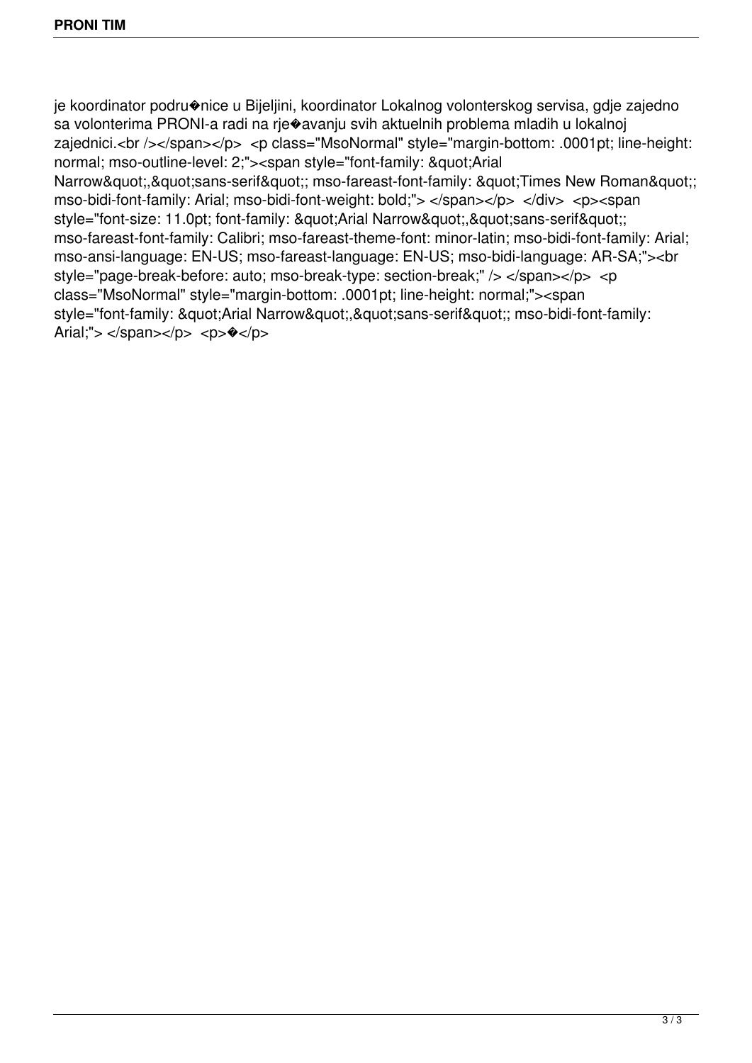je koordinator podru�nice u Bijeljini, koordinator Lokalnog volonterskog servisa, gdje zajedno sa volonterima PRONI-a radi na rje�avanju svih aktuelnih problema mladih u lokalnoj zajednici.<br /></span></p>  <p class="MsoNormal" style="margin-bottom: .0001pt; line-height: normal; mso-outline-level: 2;"><span style="font-family: &quot;Arial Narrow&quot;,&quot;sans-serif&quot;; mso-fareast-font-family: &quot;Times New Roman&quot;; mso-bidi-font-family: Arial; mso-bidi-font-weight: bold;"> </span></p>  </div>  <p><span style="font-size: 11.0pt; font-family: &quot;Arial Narrow&quot;,&quot;sans-serif&quot;; mso-fareast-font-family: Calibri; mso-fareast-theme-font: minor-latin; mso-bidi-font-family: Arial; mso-ansi-language: EN-US; mso-fareast-language: EN-US; mso-bidi-language: AR-SA;"><br style="page-break-before: auto; mso-break-type: section-break;" /> </span></p>  <p class="MsoNormal" style="margin-bottom: .0001pt; line-height: normal;"><span style="font-family: &quot;Arial Narrow&quot;,&quot;sans-serif&quot;; mso-bidi-font-family: Arial;"> </span></p>  <p>�</p>